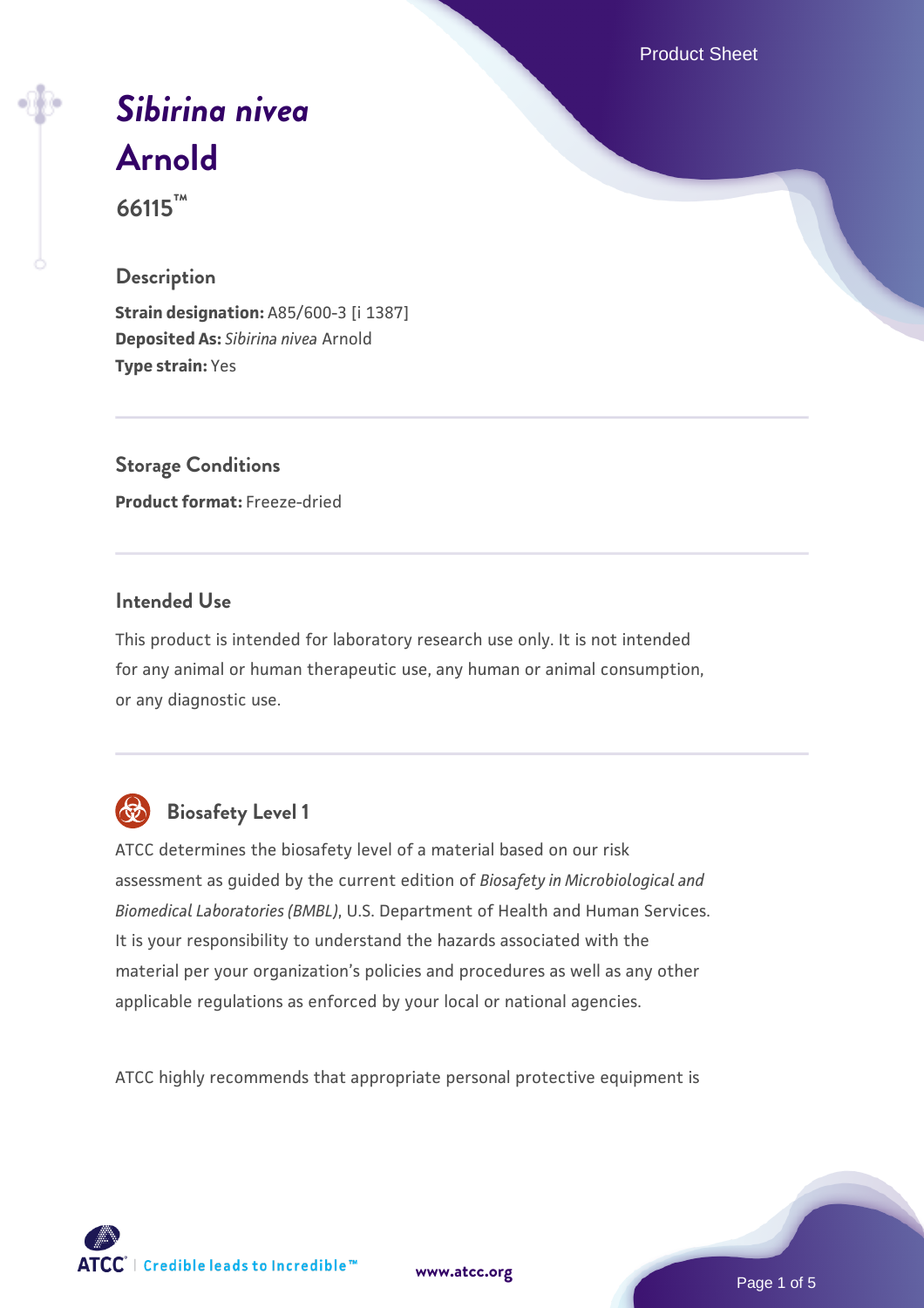# *Sibirina nivea* Arnold

**66115™**

## Description

**Strain designation:** A85/600-3 [i 1387]
**Deposited As:** *Sibirina nivea* Arnold
**Type strain:** Yes

## Storage Conditions

**Product format:** Freeze-dried

## Intended Use

This product is intended for laboratory research use only. It is not intended for any animal or human therapeutic use, any human or animal consumption, or any diagnostic use.

## Biosafety Level 1

ATCC determines the biosafety level of a material based on our risk assessment as guided by the current edition of *Biosafety in Microbiological and Biomedical Laboratories (BMBL)*, U.S. Department of Health and Human Services. It is your responsibility to understand the hazards associated with the material per your organization's policies and procedures as well as any other applicable regulations as enforced by your local or national agencies.

ATCC highly recommends that appropriate personal protective equipment is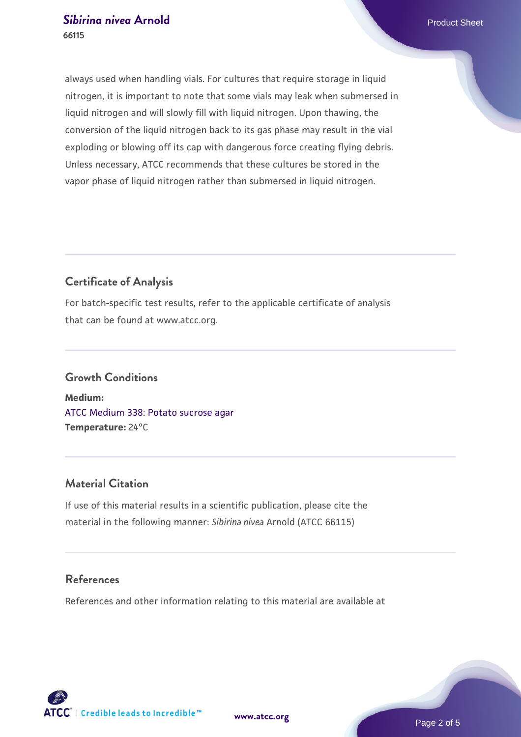always used when handling vials. For cultures that require storage in liquid nitrogen, it is important to note that some vials may leak when submersed in liquid nitrogen and will slowly fill with liquid nitrogen. Upon thawing, the conversion of the liquid nitrogen back to its gas phase may result in the vial exploding or blowing off its cap with dangerous force creating flying debris. Unless necessary, ATCC recommends that these cultures be stored in the vapor phase of liquid nitrogen rather than submersed in liquid nitrogen.

## Certificate of Analysis

For batch-specific test results, refer to the applicable certificate of analysis that can be found at www.atcc.org.

## Growth Conditions

**Medium:**
ATCC Medium 338: Potato sucrose agar
**Temperature:** 24°C

## Material Citation

If use of this material results in a scientific publication, please cite the material in the following manner: *Sibirina nivea* Arnold (ATCC 66115)

## References

References and other information relating to this material are available at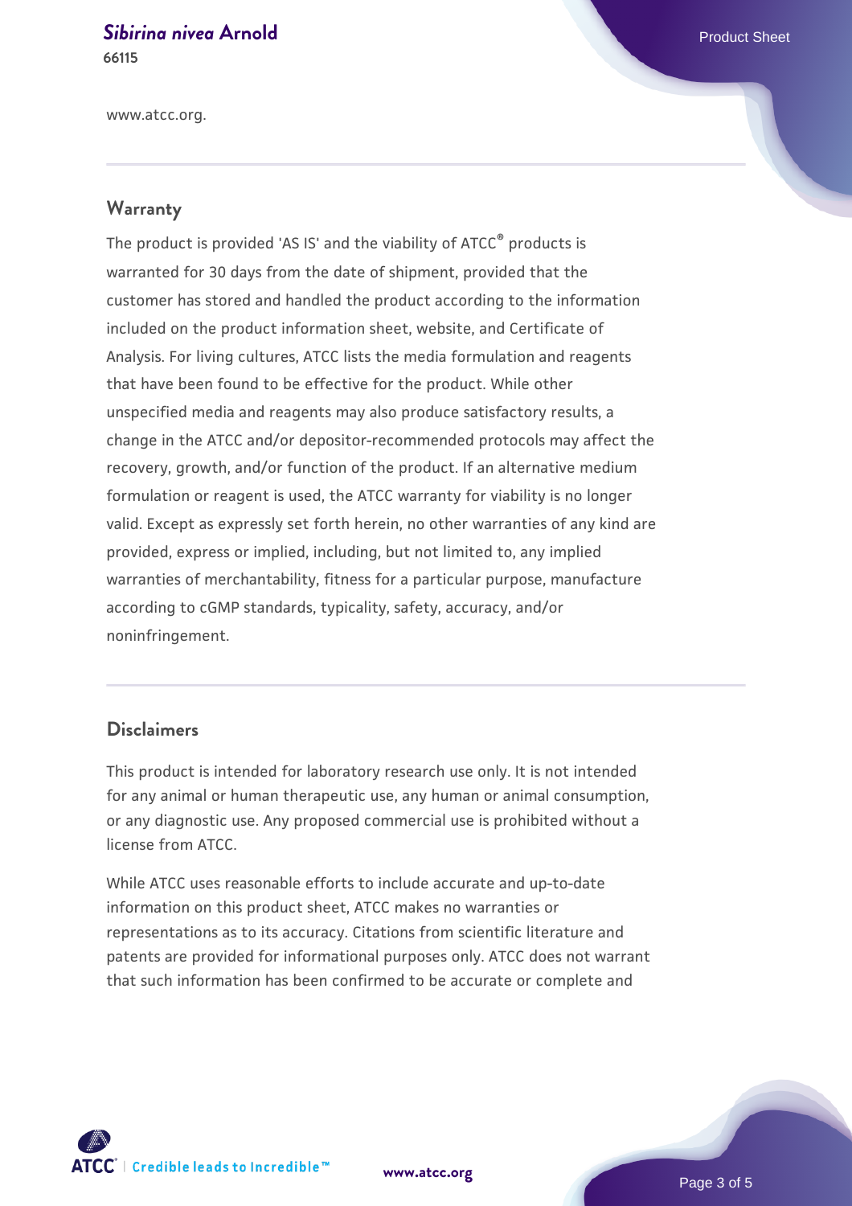www.atcc.org.

## Warranty

The product is provided 'AS IS' and the viability of ATCC® products is warranted for 30 days from the date of shipment, provided that the customer has stored and handled the product according to the information included on the product information sheet, website, and Certificate of Analysis. For living cultures, ATCC lists the media formulation and reagents that have been found to be effective for the product. While other unspecified media and reagents may also produce satisfactory results, a change in the ATCC and/or depositor-recommended protocols may affect the recovery, growth, and/or function of the product. If an alternative medium formulation or reagent is used, the ATCC warranty for viability is no longer valid. Except as expressly set forth herein, no other warranties of any kind are provided, express or implied, including, but not limited to, any implied warranties of merchantability, fitness for a particular purpose, manufacture according to cGMP standards, typicality, safety, accuracy, and/or noninfringement.

## Disclaimers

This product is intended for laboratory research use only. It is not intended for any animal or human therapeutic use, any human or animal consumption, or any diagnostic use. Any proposed commercial use is prohibited without a license from ATCC.

While ATCC uses reasonable efforts to include accurate and up-to-date information on this product sheet, ATCC makes no warranties or representations as to its accuracy. Citations from scientific literature and patents are provided for informational purposes only. ATCC does not warrant that such information has been confirmed to be accurate or complete and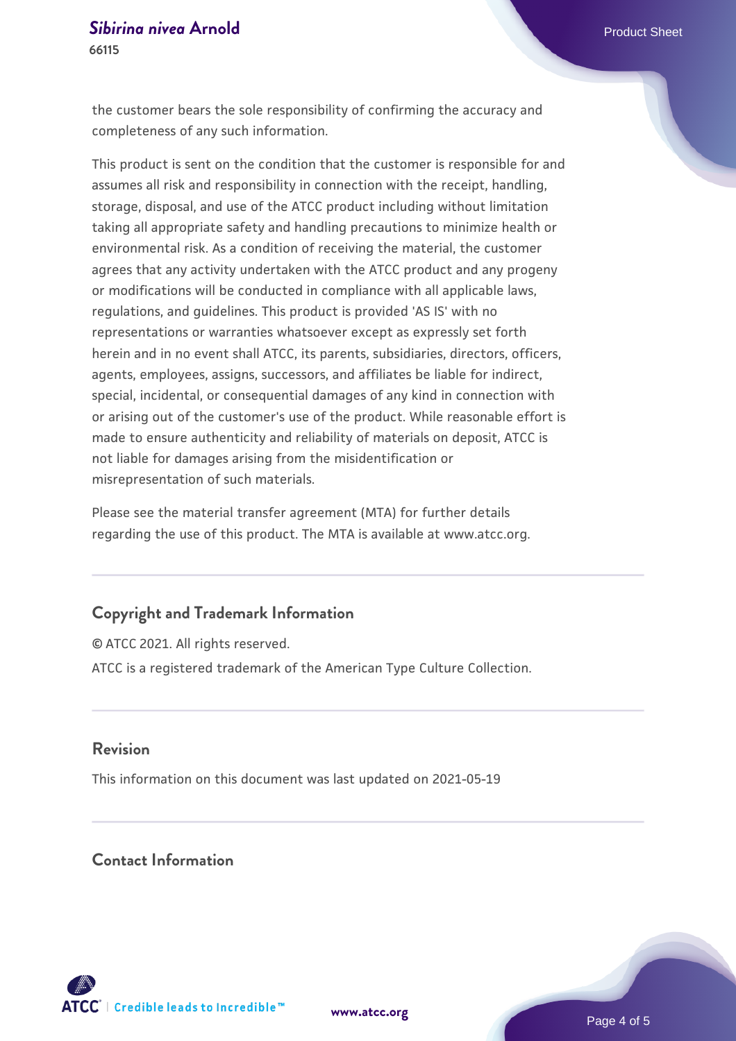the customer bears the sole responsibility of confirming the accuracy and completeness of any such information.

This product is sent on the condition that the customer is responsible for and assumes all risk and responsibility in connection with the receipt, handling, storage, disposal, and use of the ATCC product including without limitation taking all appropriate safety and handling precautions to minimize health or environmental risk. As a condition of receiving the material, the customer agrees that any activity undertaken with the ATCC product and any progeny or modifications will be conducted in compliance with all applicable laws, regulations, and guidelines. This product is provided 'AS IS' with no representations or warranties whatsoever except as expressly set forth herein and in no event shall ATCC, its parents, subsidiaries, directors, officers, agents, employees, assigns, successors, and affiliates be liable for indirect, special, incidental, or consequential damages of any kind in connection with or arising out of the customer's use of the product. While reasonable effort is made to ensure authenticity and reliability of materials on deposit, ATCC is not liable for damages arising from the misidentification or misrepresentation of such materials.

Please see the material transfer agreement (MTA) for further details regarding the use of this product. The MTA is available at www.atcc.org.

## Copyright and Trademark Information

© ATCC 2021. All rights reserved.

ATCC is a registered trademark of the American Type Culture Collection.

## Revision

This information on this document was last updated on 2021-05-19

## Contact Information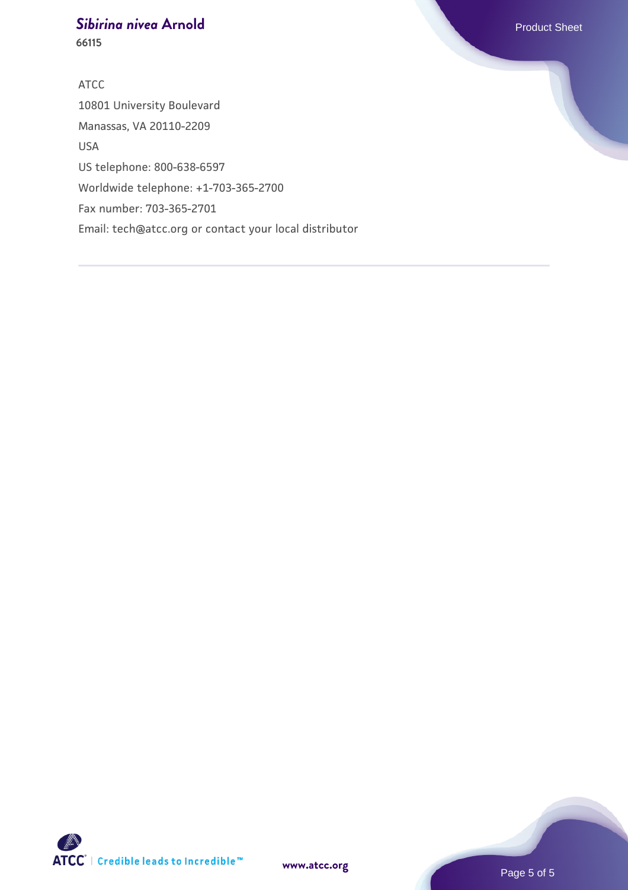ATCC

10801 University Boulevard

Manassas, VA 20110-2209

USA

US telephone: 800-638-6597

Worldwide telephone: +1-703-365-2700

Fax number: 703-365-2701

Email: tech@atcc.org or contact your local distributor